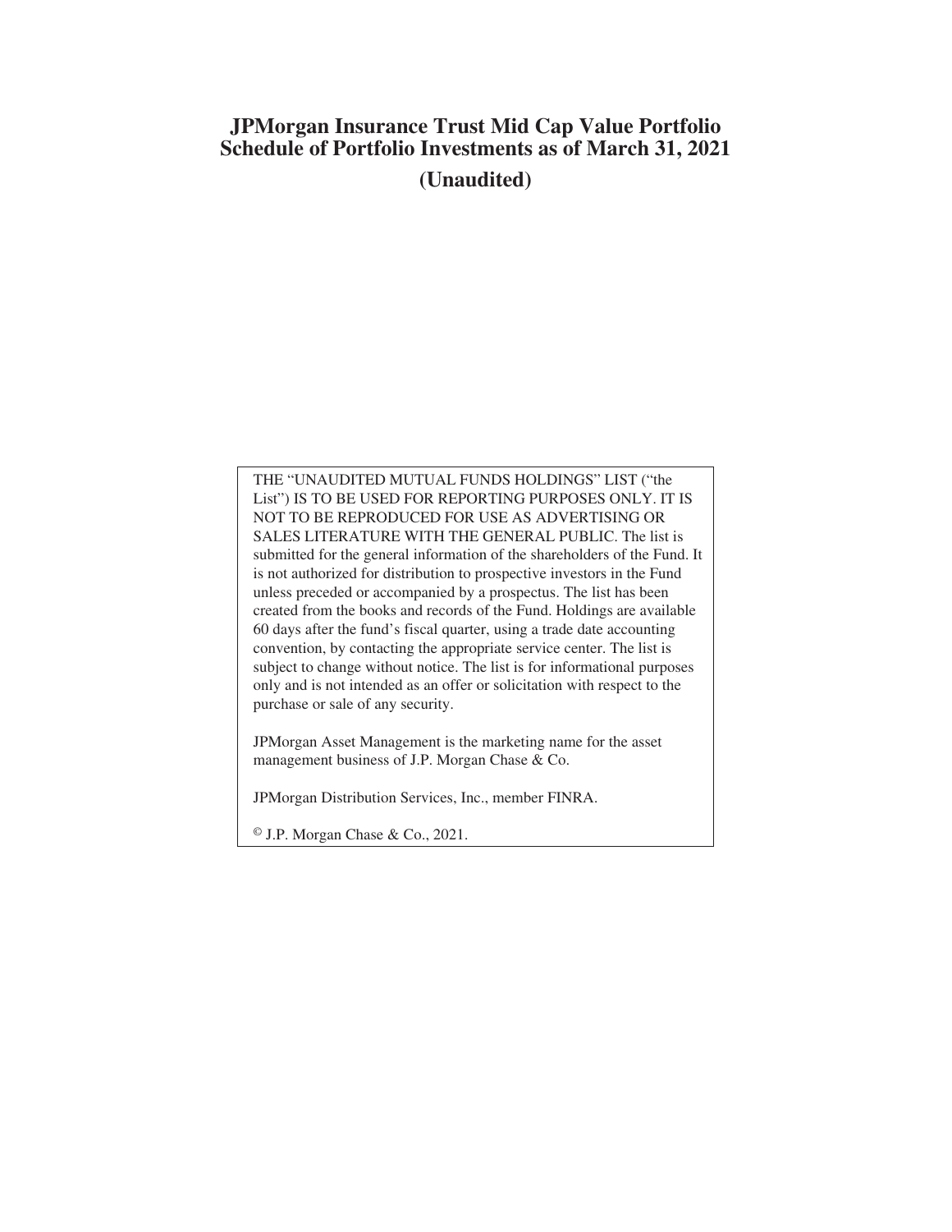# JPMorgan Insurance Trust Mid Cap Value Portfolio
# Schedule of Portfolio Investments as of March 31, 2021
## (Unaudited)

THE "UNAUDITED MUTUAL FUNDS HOLDINGS" LIST ("the List") IS TO BE USED FOR REPORTING PURPOSES ONLY. IT IS NOT TO BE REPRODUCED FOR USE AS ADVERTISING OR SALES LITERATURE WITH THE GENERAL PUBLIC. The list is submitted for the general information of the shareholders of the Fund. It is not authorized for distribution to prospective investors in the Fund unless preceded or accompanied by a prospectus. The list has been created from the books and records of the Fund. Holdings are available 60 days after the fund's fiscal quarter, using a trade date accounting convention, by contacting the appropriate service center. The list is subject to change without notice. The list is for informational purposes only and is not intended as an offer or solicitation with respect to the purchase or sale of any security.

JPMorgan Asset Management is the marketing name for the asset management business of J.P. Morgan Chase & Co.

JPMorgan Distribution Services, Inc., member FINRA.

© J.P. Morgan Chase & Co., 2021.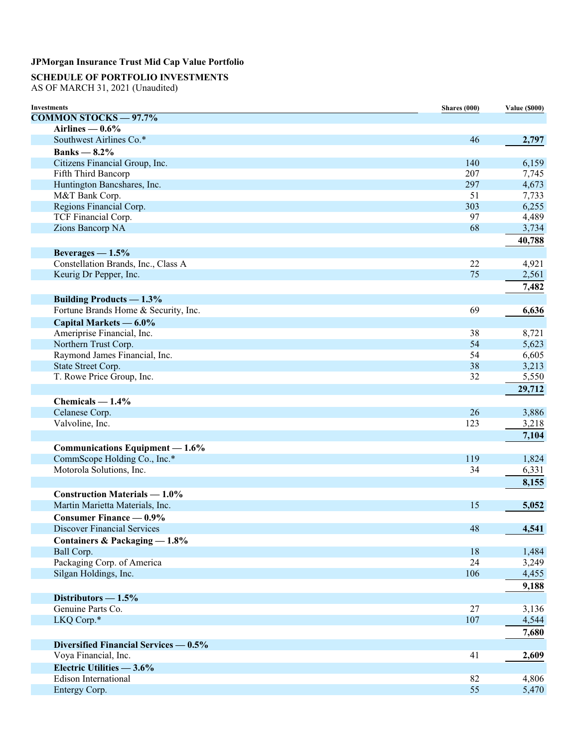**JPMorgan Insurance Trust Mid Cap Value Portfolio**

**SCHEDULE OF PORTFOLIO INVESTMENTS**
AS OF MARCH 31, 2021 (Unaudited)

| Investments | Shares (000) | Value ($000) |
|---|---|---|
| **COMMON STOCKS — 97.7%** | | |
| **Airlines — 0.6%** | | |
| Southwest Airlines Co.* | 46 | **2,797** |
| **Banks — 8.2%** | | |
| Citizens Financial Group, Inc. | 140 | 6,159 |
| Fifth Third Bancorp | 207 | 7,745 |
| Huntington Bancshares, Inc. | 297 | 4,673 |
| M&T Bank Corp. | 51 | 7,733 |
| Regions Financial Corp. | 303 | 6,255 |
| TCF Financial Corp. | 97 | 4,489 |
| Zions Bancorp NA | 68 | 3,734 |
| | | **40,788** |
| **Beverages — 1.5%** | | |
| Constellation Brands, Inc., Class A | 22 | 4,921 |
| Keurig Dr Pepper, Inc. | 75 | 2,561 |
| | | **7,482** |
| **Building Products — 1.3%** | | |
| Fortune Brands Home & Security, Inc. | 69 | **6,636** |
| **Capital Markets — 6.0%** | | |
| Ameriprise Financial, Inc. | 38 | 8,721 |
| Northern Trust Corp. | 54 | 5,623 |
| Raymond James Financial, Inc. | 54 | 6,605 |
| State Street Corp. | 38 | 3,213 |
| T. Rowe Price Group, Inc. | 32 | 5,550 |
| | | **29,712** |
| **Chemicals — 1.4%** | | |
| Celanese Corp. | 26 | 3,886 |
| Valvoline, Inc. | 123 | 3,218 |
| | | **7,104** |
| **Communications Equipment — 1.6%** | | |
| CommScope Holding Co., Inc.* | 119 | 1,824 |
| Motorola Solutions, Inc. | 34 | 6,331 |
| | | **8,155** |
| **Construction Materials — 1.0%** | | |
| Martin Marietta Materials, Inc. | 15 | **5,052** |
| **Consumer Finance — 0.9%** | | |
| Discover Financial Services | 48 | **4,541** |
| **Containers & Packaging — 1.8%** | | |
| Ball Corp. | 18 | 1,484 |
| Packaging Corp. of America | 24 | 3,249 |
| Silgan Holdings, Inc. | 106 | 4,455 |
| | | **9,188** |
| **Distributors — 1.5%** | | |
| Genuine Parts Co. | 27 | 3,136 |
| LKQ Corp.* | 107 | 4,544 |
| | | **7,680** |
| **Diversified Financial Services — 0.5%** | | |
| Voya Financial, Inc. | 41 | **2,609** |
| **Electric Utilities — 3.6%** | | |
| Edison International | 82 | 4,806 |
| Entergy Corp. | 55 | 5,470 |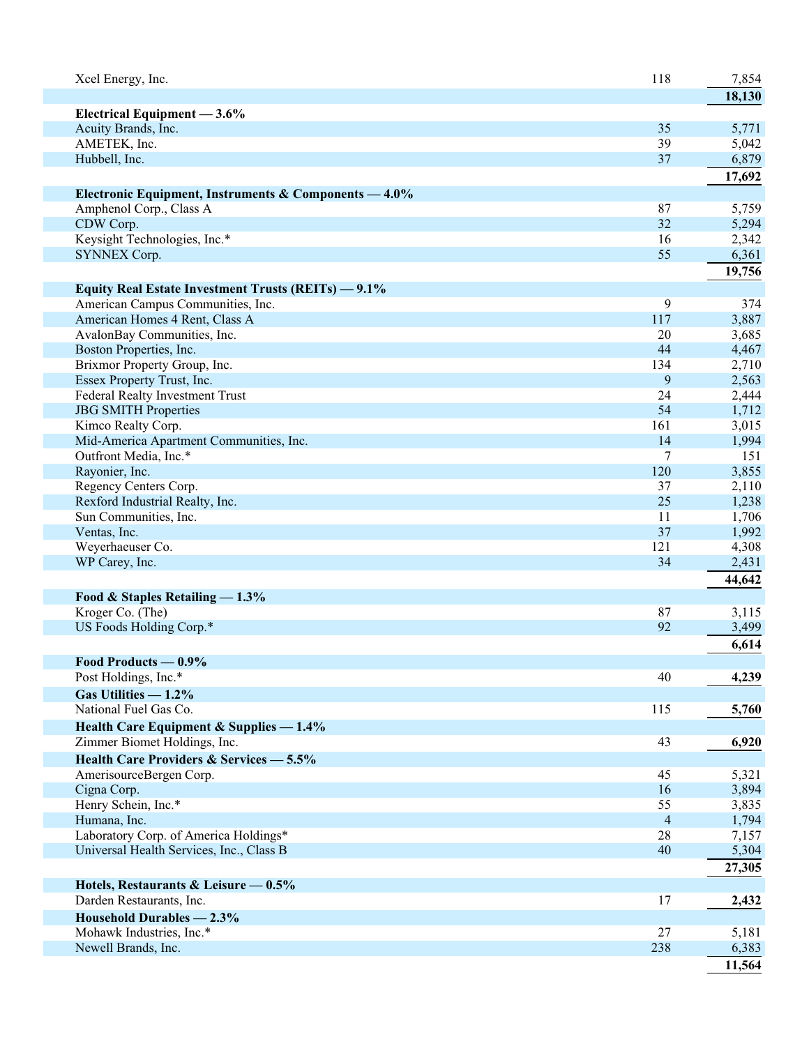| | | |
|---|---|---|
| Xcel Energy, Inc. | 118 | 7,854 |
| | | **18,130** |
| **Electrical Equipment — 3.6%** | | |
| Acuity Brands, Inc. | 35 | 5,771 |
| AMETEK, Inc. | 39 | 5,042 |
| Hubbell, Inc. | 37 | 6,879 |
| | | **17,692** |
| **Electronic Equipment, Instruments & Components — 4.0%** | | |
| Amphenol Corp., Class A | 87 | 5,759 |
| CDW Corp. | 32 | 5,294 |
| Keysight Technologies, Inc.* | 16 | 2,342 |
| SYNNEX Corp. | 55 | 6,361 |
| | | **19,756** |
| **Equity Real Estate Investment Trusts (REITs) — 9.1%** | | |
| American Campus Communities, Inc. | 9 | 374 |
| American Homes 4 Rent, Class A | 117 | 3,887 |
| AvalonBay Communities, Inc. | 20 | 3,685 |
| Boston Properties, Inc. | 44 | 4,467 |
| Brixmor Property Group, Inc. | 134 | 2,710 |
| Essex Property Trust, Inc. | 9 | 2,563 |
| Federal Realty Investment Trust | 24 | 2,444 |
| JBG SMITH Properties | 54 | 1,712 |
| Kimco Realty Corp. | 161 | 3,015 |
| Mid-America Apartment Communities, Inc. | 14 | 1,994 |
| Outfront Media, Inc.* | 7 | 151 |
| Rayonier, Inc. | 120 | 3,855 |
| Regency Centers Corp. | 37 | 2,110 |
| Rexford Industrial Realty, Inc. | 25 | 1,238 |
| Sun Communities, Inc. | 11 | 1,706 |
| Ventas, Inc. | 37 | 1,992 |
| Weyerhaeuser Co. | 121 | 4,308 |
| WP Carey, Inc. | 34 | 2,431 |
| | | **44,642** |
| **Food & Staples Retailing — 1.3%** | | |
| Kroger Co. (The) | 87 | 3,115 |
| US Foods Holding Corp.* | 92 | 3,499 |
| | | **6,614** |
| **Food Products — 0.9%** | | |
| Post Holdings, Inc.* | 40 | **4,239** |
| **Gas Utilities — 1.2%** | | |
| National Fuel Gas Co. | 115 | **5,760** |
| **Health Care Equipment & Supplies — 1.4%** | | |
| Zimmer Biomet Holdings, Inc. | 43 | **6,920** |
| **Health Care Providers & Services — 5.5%** | | |
| AmerisourceBergen Corp. | 45 | 5,321 |
| Cigna Corp. | 16 | 3,894 |
| Henry Schein, Inc.* | 55 | 3,835 |
| Humana, Inc. | 4 | 1,794 |
| Laboratory Corp. of America Holdings* | 28 | 7,157 |
| Universal Health Services, Inc., Class B | 40 | 5,304 |
| | | **27,305** |
| **Hotels, Restaurants & Leisure — 0.5%** | | |
| Darden Restaurants, Inc. | 17 | **2,432** |
| **Household Durables — 2.3%** | | |
| Mohawk Industries, Inc.* | 27 | 5,181 |
| Newell Brands, Inc. | 238 | 6,383 |
| | | **11,564** |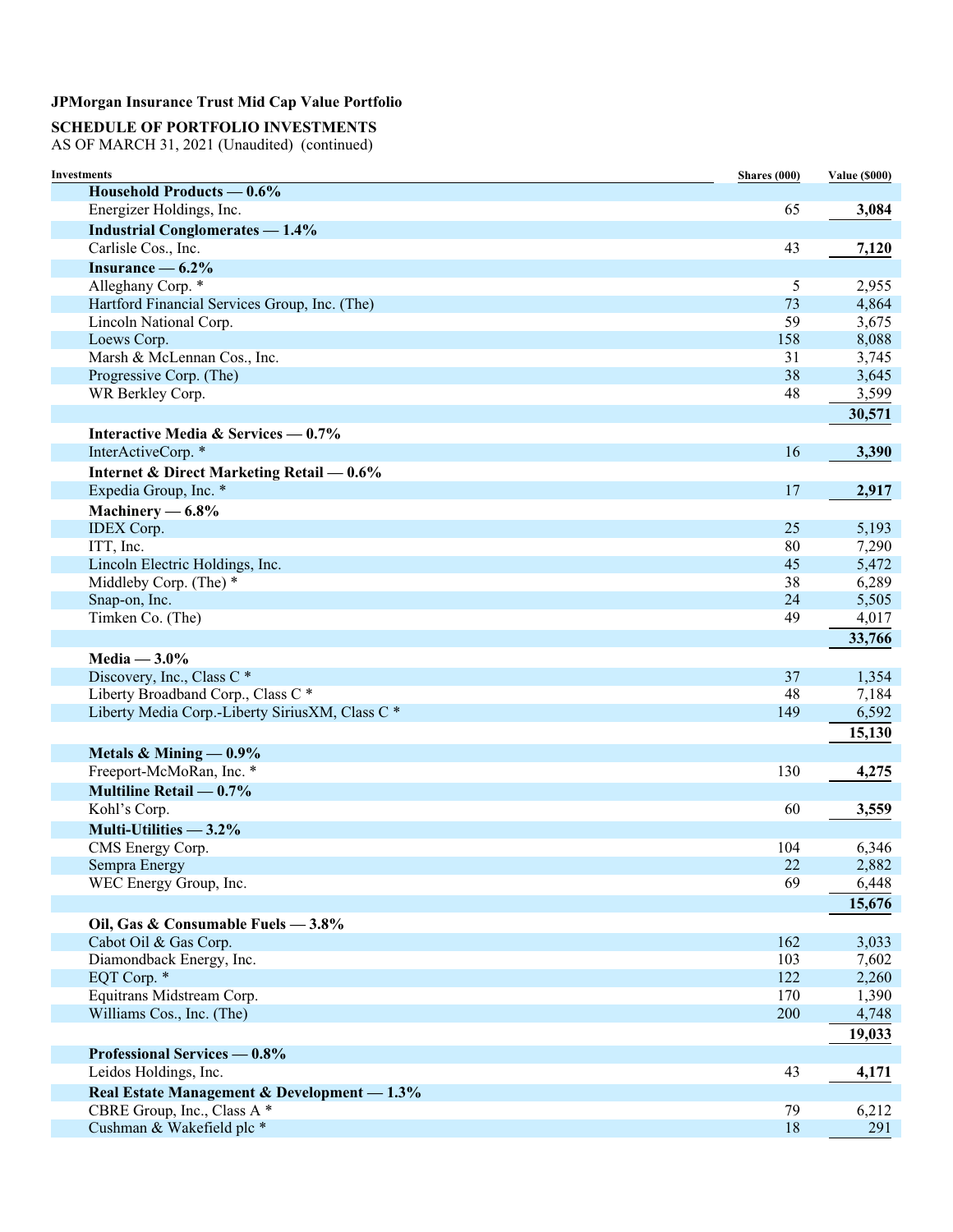**JPMorgan Insurance Trust Mid Cap Value Portfolio**

**SCHEDULE OF PORTFOLIO INVESTMENTS**
AS OF MARCH 31, 2021 (Unaudited) (continued)

| Investments | Shares (000) | Value ($000) |
|---|---|---|
| **Household Products — 0.6%** | | |
| Energizer Holdings, Inc. | 65 | **3,084** |
| **Industrial Conglomerates — 1.4%** | | |
| Carlisle Cos., Inc. | 43 | **7,120** |
| **Insurance — 6.2%** | | |
| Alleghany Corp. * | 5 | 2,955 |
| Hartford Financial Services Group, Inc. (The) | 73 | 4,864 |
| Lincoln National Corp. | 59 | 3,675 |
| Loews Corp. | 158 | 8,088 |
| Marsh & McLennan Cos., Inc. | 31 | 3,745 |
| Progressive Corp. (The) | 38 | 3,645 |
| WR Berkley Corp. | 48 | 3,599 |
| | | **30,571** |
| **Interactive Media & Services — 0.7%** | | |
| InterActiveCorp. * | 16 | **3,390** |
| **Internet & Direct Marketing Retail — 0.6%** | | |
| Expedia Group, Inc. * | 17 | **2,917** |
| **Machinery — 6.8%** | | |
| IDEX Corp. | 25 | 5,193 |
| ITT, Inc. | 80 | 7,290 |
| Lincoln Electric Holdings, Inc. | 45 | 5,472 |
| Middleby Corp. (The) * | 38 | 6,289 |
| Snap-on, Inc. | 24 | 5,505 |
| Timken Co. (The) | 49 | 4,017 |
| | | **33,766** |
| **Media — 3.0%** | | |
| Discovery, Inc., Class C * | 37 | 1,354 |
| Liberty Broadband Corp., Class C * | 48 | 7,184 |
| Liberty Media Corp.-Liberty SiriusXM, Class C * | 149 | 6,592 |
| | | **15,130** |
| **Metals & Mining — 0.9%** | | |
| Freeport-McMoRan, Inc. * | 130 | **4,275** |
| **Multiline Retail — 0.7%** | | |
| Kohl's Corp. | 60 | **3,559** |
| **Multi-Utilities — 3.2%** | | |
| CMS Energy Corp. | 104 | 6,346 |
| Sempra Energy | 22 | 2,882 |
| WEC Energy Group, Inc. | 69 | 6,448 |
| | | **15,676** |
| **Oil, Gas & Consumable Fuels — 3.8%** | | |
| Cabot Oil & Gas Corp. | 162 | 3,033 |
| Diamondback Energy, Inc. | 103 | 7,602 |
| EQT Corp. * | 122 | 2,260 |
| Equitrans Midstream Corp. | 170 | 1,390 |
| Williams Cos., Inc. (The) | 200 | 4,748 |
| | | **19,033** |
| **Professional Services — 0.8%** | | |
| Leidos Holdings, Inc. | 43 | **4,171** |
| **Real Estate Management & Development — 1.3%** | | |
| CBRE Group, Inc., Class A * | 79 | 6,212 |
| Cushman & Wakefield plc * | 18 | 291 |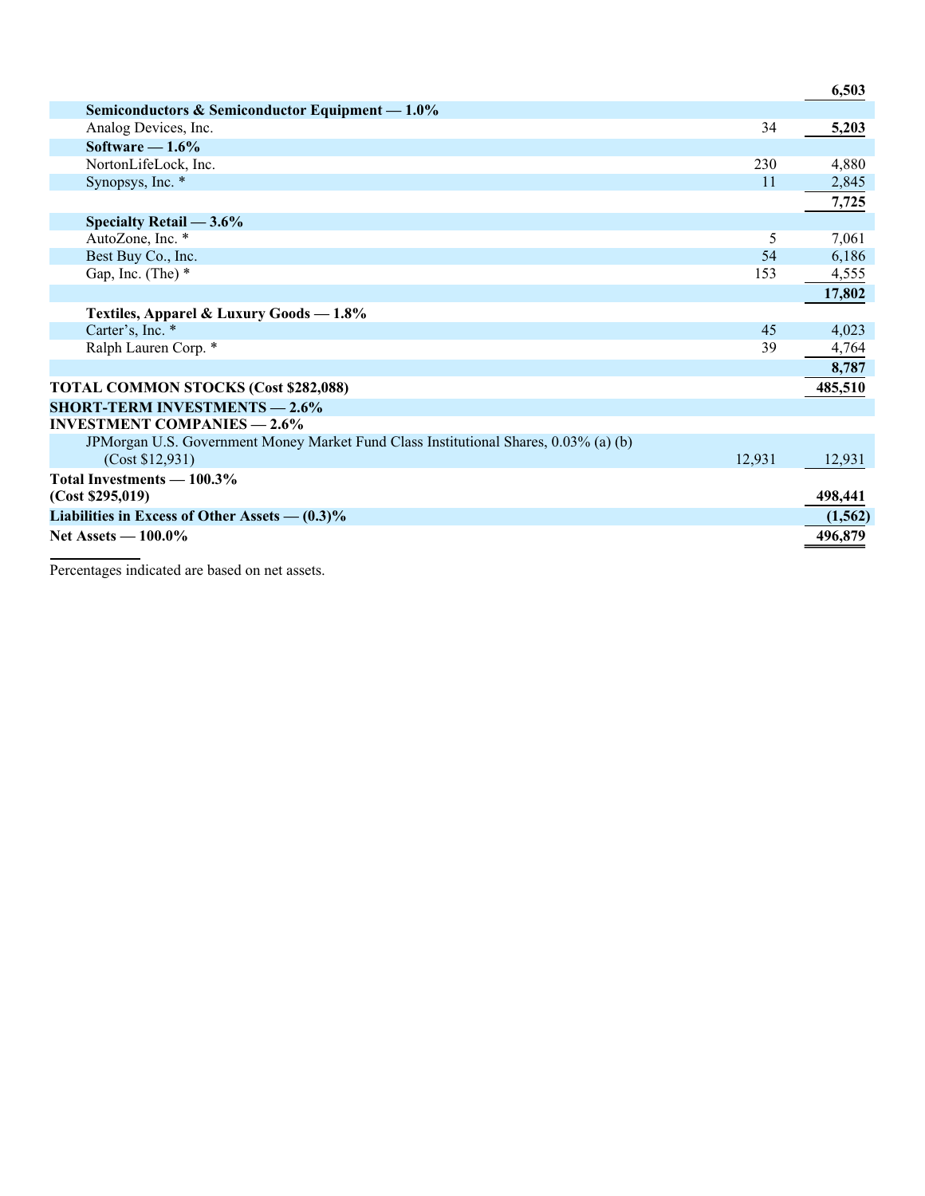| | | |
|---|---|---|
| | | **6,503** |
| **Semiconductors & Semiconductor Equipment — 1.0%** | | |
| Analog Devices, Inc. | 34 | **5,203** |
| **Software — 1.6%** | | |
| NortonLifeLock, Inc. | 230 | 4,880 |
| Synopsys, Inc. * | 11 | 2,845 |
| | | **7,725** |
| **Specialty Retail — 3.6%** | | |
| AutoZone, Inc. * | 5 | 7,061 |
| Best Buy Co., Inc. | 54 | 6,186 |
| Gap, Inc. (The) * | 153 | 4,555 |
| | | **17,802** |
| **Textiles, Apparel & Luxury Goods — 1.8%** | | |
| Carter's, Inc. * | 45 | 4,023 |
| Ralph Lauren Corp. * | 39 | 4,764 |
| | | **8,787** |
| **TOTAL COMMON STOCKS (Cost $282,088)** | | **485,510** |
| **SHORT-TERM INVESTMENTS — 2.6%** | | |
| **INVESTMENT COMPANIES — 2.6%** | | |
| JPMorgan U.S. Government Money Market Fund Class Institutional Shares, 0.03% (a) (b) (Cost $12,931) | 12,931 | 12,931 |
| **Total Investments — 100.3% (Cost $295,019)** | | **498,441** |
| **Liabilities in Excess of Other Assets — (0.3)%** | | **(1,562)** |
| **Net Assets — 100.0%** | | **496,879** |

Percentages indicated are based on net assets.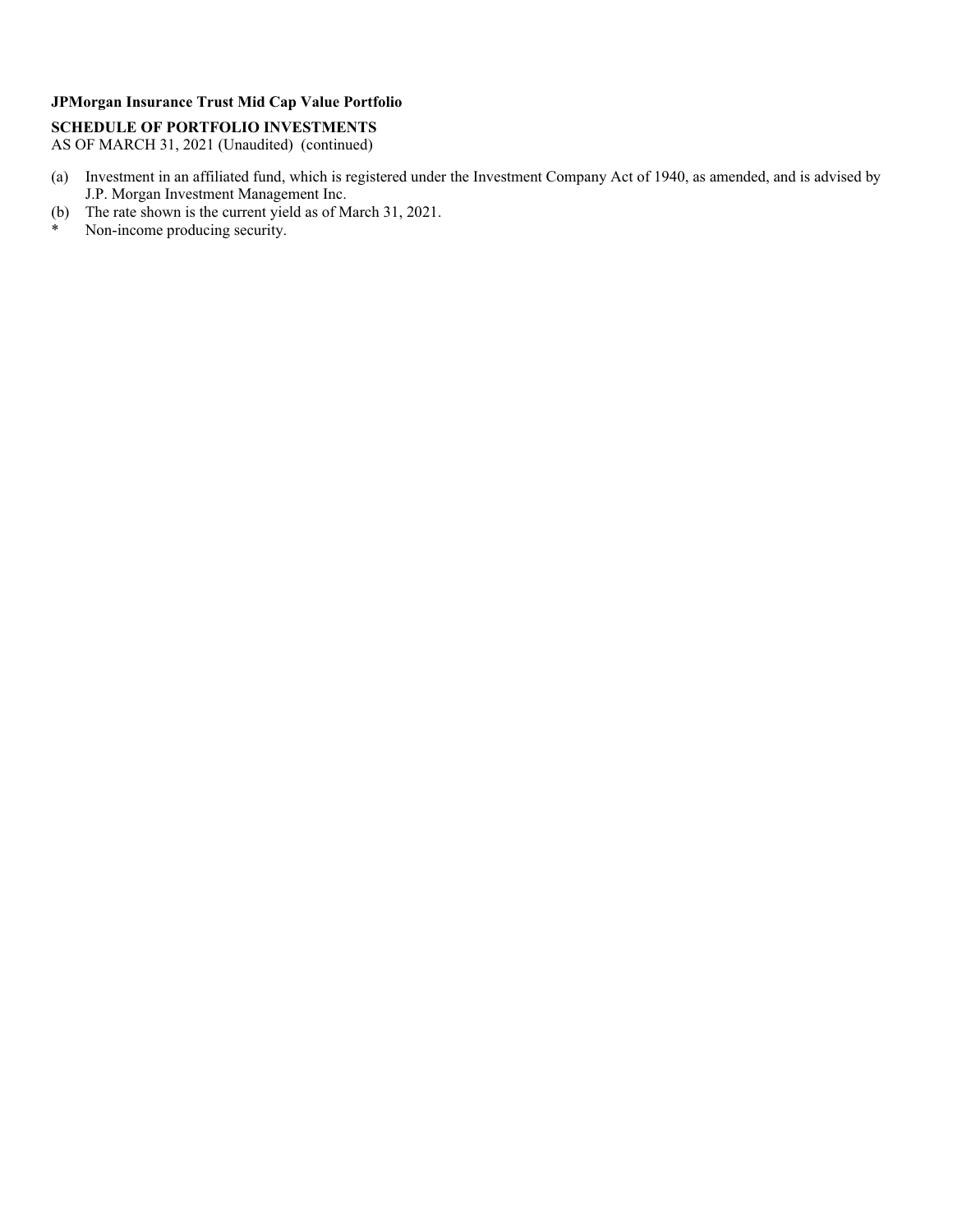**JPMorgan Insurance Trust Mid Cap Value Portfolio**

**SCHEDULE OF PORTFOLIO INVESTMENTS**
AS OF MARCH 31, 2021 (Unaudited) (continued)

(a) Investment in an affiliated fund, which is registered under the Investment Company Act of 1940, as amended, and is advised by J.P. Morgan Investment Management Inc.
(b) The rate shown is the current yield as of March 31, 2021.
\* Non-income producing security.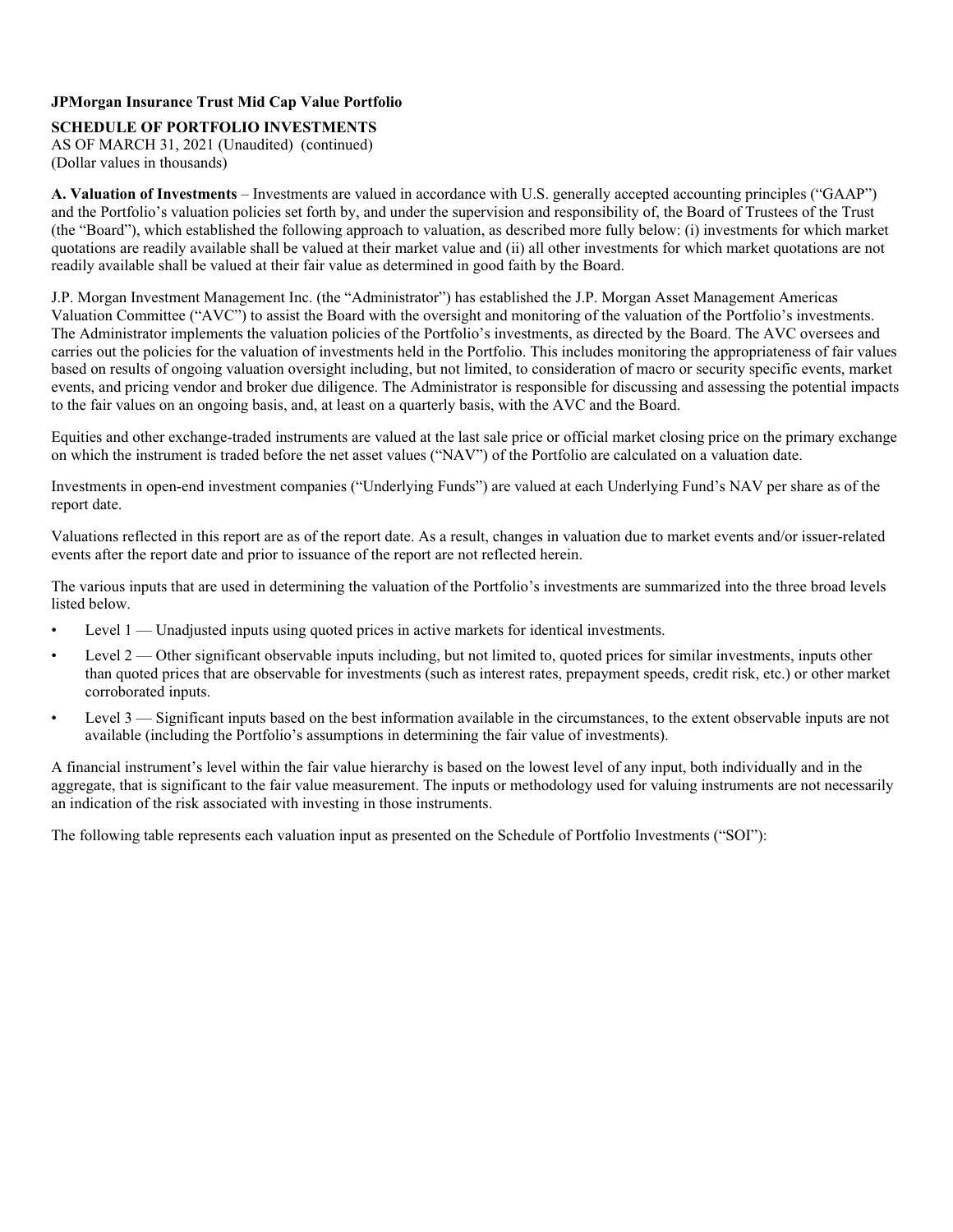**JPMorgan Insurance Trust Mid Cap Value Portfolio**

**SCHEDULE OF PORTFOLIO INVESTMENTS**
AS OF MARCH 31, 2021 (Unaudited) (continued)
(Dollar values in thousands)

**A. Valuation of Investments** – Investments are valued in accordance with U.S. generally accepted accounting principles ("GAAP") and the Portfolio's valuation policies set forth by, and under the supervision and responsibility of, the Board of Trustees of the Trust (the "Board"), which established the following approach to valuation, as described more fully below: (i) investments for which market quotations are readily available shall be valued at their market value and (ii) all other investments for which market quotations are not readily available shall be valued at their fair value as determined in good faith by the Board.

J.P. Morgan Investment Management Inc. (the "Administrator") has established the J.P. Morgan Asset Management Americas Valuation Committee ("AVC") to assist the Board with the oversight and monitoring of the valuation of the Portfolio's investments. The Administrator implements the valuation policies of the Portfolio's investments, as directed by the Board. The AVC oversees and carries out the policies for the valuation of investments held in the Portfolio. This includes monitoring the appropriateness of fair values based on results of ongoing valuation oversight including, but not limited, to consideration of macro or security specific events, market events, and pricing vendor and broker due diligence. The Administrator is responsible for discussing and assessing the potential impacts to the fair values on an ongoing basis, and, at least on a quarterly basis, with the AVC and the Board.

Equities and other exchange-traded instruments are valued at the last sale price or official market closing price on the primary exchange on which the instrument is traded before the net asset values ("NAV") of the Portfolio are calculated on a valuation date.

Investments in open-end investment companies ("Underlying Funds") are valued at each Underlying Fund's NAV per share as of the report date.

Valuations reflected in this report are as of the report date. As a result, changes in valuation due to market events and/or issuer-related events after the report date and prior to issuance of the report are not reflected herein.

The various inputs that are used in determining the valuation of the Portfolio's investments are summarized into the three broad levels listed below.

- Level 1 — Unadjusted inputs using quoted prices in active markets for identical investments.
- Level 2 — Other significant observable inputs including, but not limited to, quoted prices for similar investments, inputs other than quoted prices that are observable for investments (such as interest rates, prepayment speeds, credit risk, etc.) or other market corroborated inputs.
- Level 3 — Significant inputs based on the best information available in the circumstances, to the extent observable inputs are not available (including the Portfolio's assumptions in determining the fair value of investments).

A financial instrument's level within the fair value hierarchy is based on the lowest level of any input, both individually and in the aggregate, that is significant to the fair value measurement. The inputs or methodology used for valuing instruments are not necessarily an indication of the risk associated with investing in those instruments.

The following table represents each valuation input as presented on the Schedule of Portfolio Investments ("SOI"):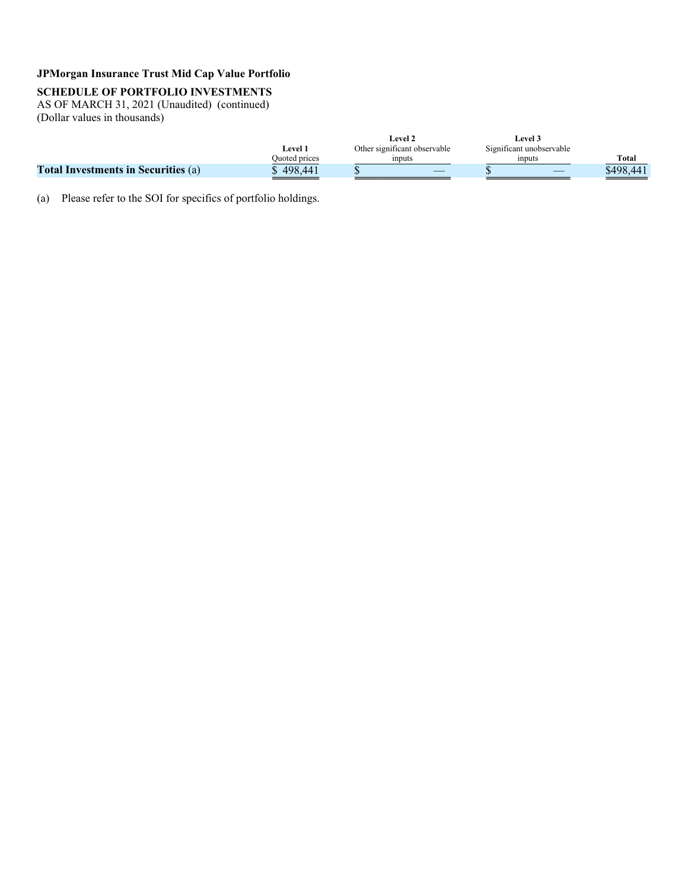**JPMorgan Insurance Trust Mid Cap Value Portfolio**

**SCHEDULE OF PORTFOLIO INVESTMENTS**
AS OF MARCH 31, 2021 (Unaudited) (continued)
(Dollar values in thousands)

| | Level 1 Quoted prices | Level 2 Other significant observable inputs | Level 3 Significant unobservable inputs | Total |
|---|---|---|---|---|
| **Total Investments in Securities** (a) | $ 498,441 | $ — | $ — | $498,441 |

(a) Please refer to the SOI for specifics of portfolio holdings.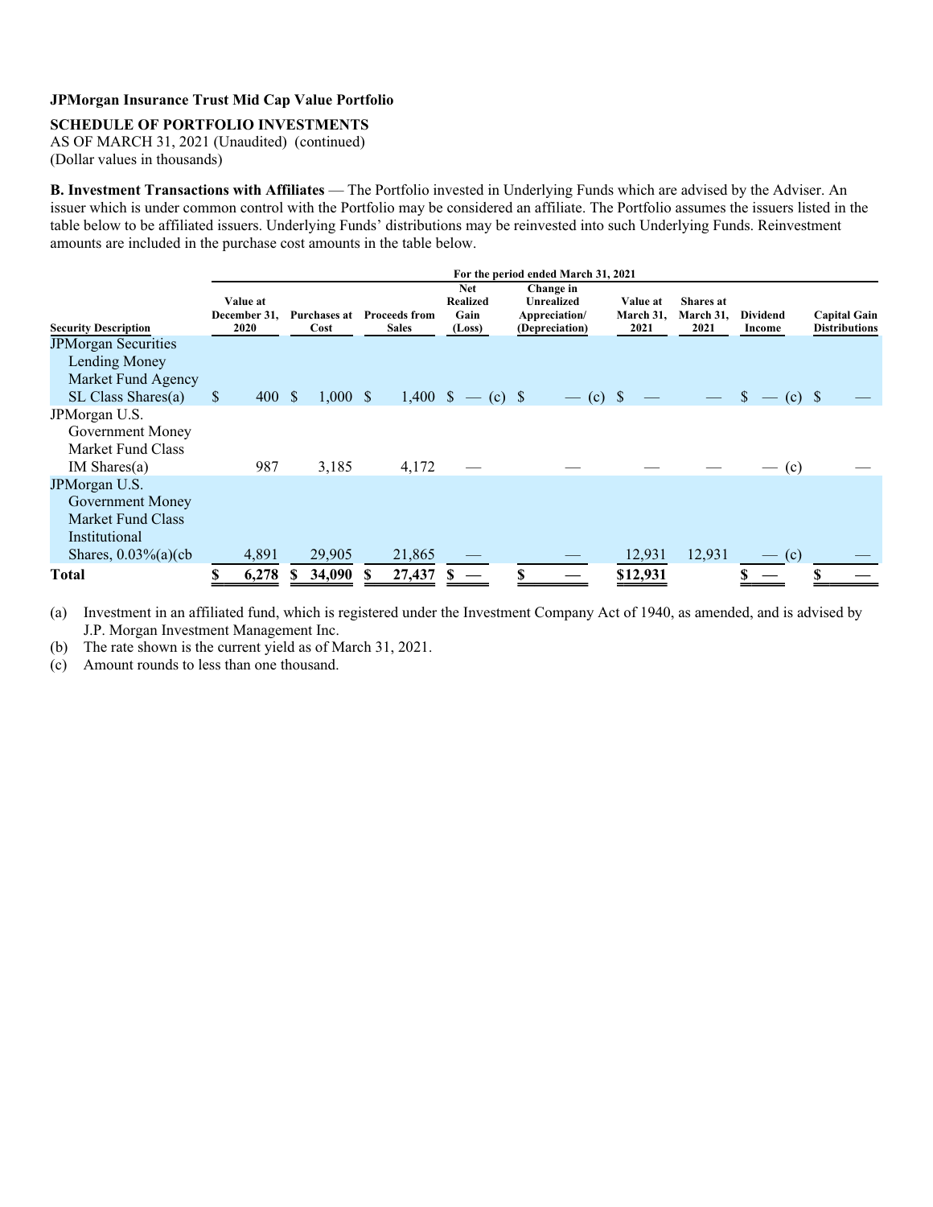**JPMorgan Insurance Trust Mid Cap Value Portfolio**

**SCHEDULE OF PORTFOLIO INVESTMENTS**
AS OF MARCH 31, 2021 (Unaudited) (continued)
(Dollar values in thousands)

**B. Investment Transactions with Affiliates** — The Portfolio invested in Underlying Funds which are advised by the Adviser. An issuer which is under common control with the Portfolio may be considered an affiliate. The Portfolio assumes the issuers listed in the table below to be affiliated issuers. Underlying Funds' distributions may be reinvested into such Underlying Funds. Reinvestment amounts are included in the purchase cost amounts in the table below.

| | For the period ended March 31, 2021 | | | | | | | | |
|---|---|---|---|---|---|---|---|---|---|
| **Security Description** | **Value at December 31, 2020** | **Purchases at Cost** | **Proceeds from Sales** | **Net Realized Gain (Loss)** | **Change in Unrealized Appreciation/ (Depreciation)** | **Value at March 31, 2021** | **Shares at March 31, 2021** | **Dividend Income** | **Capital Gain Distributions** |
| JPMorgan Securities Lending Money Market Fund Agency SL Class Shares(a) | $ 400 | $ 1,000 | $ 1,400 | $ — (c) | $ — (c) | $ — | — | $ — (c) | $ — |
| JPMorgan U.S. Government Money Market Fund Class IM Shares(a) | 987 | 3,185 | 4,172 | — | — | — | — | — (c) | — |
| JPMorgan U.S. Government Money Market Fund Class Institutional Shares, 0.03%(a)(cb | 4,891 | 29,905 | 21,865 | — | — | 12,931 | 12,931 | — (c) | — |
| **Total** | **$ 6,278** | **$ 34,090** | **$ 27,437** | **$ —** | **$ —** | **$12,931** | | **$ —** | **$ —** |

(a) Investment in an affiliated fund, which is registered under the Investment Company Act of 1940, as amended, and is advised by J.P. Morgan Investment Management Inc.

(b) The rate shown is the current yield as of March 31, 2021.

(c) Amount rounds to less than one thousand.